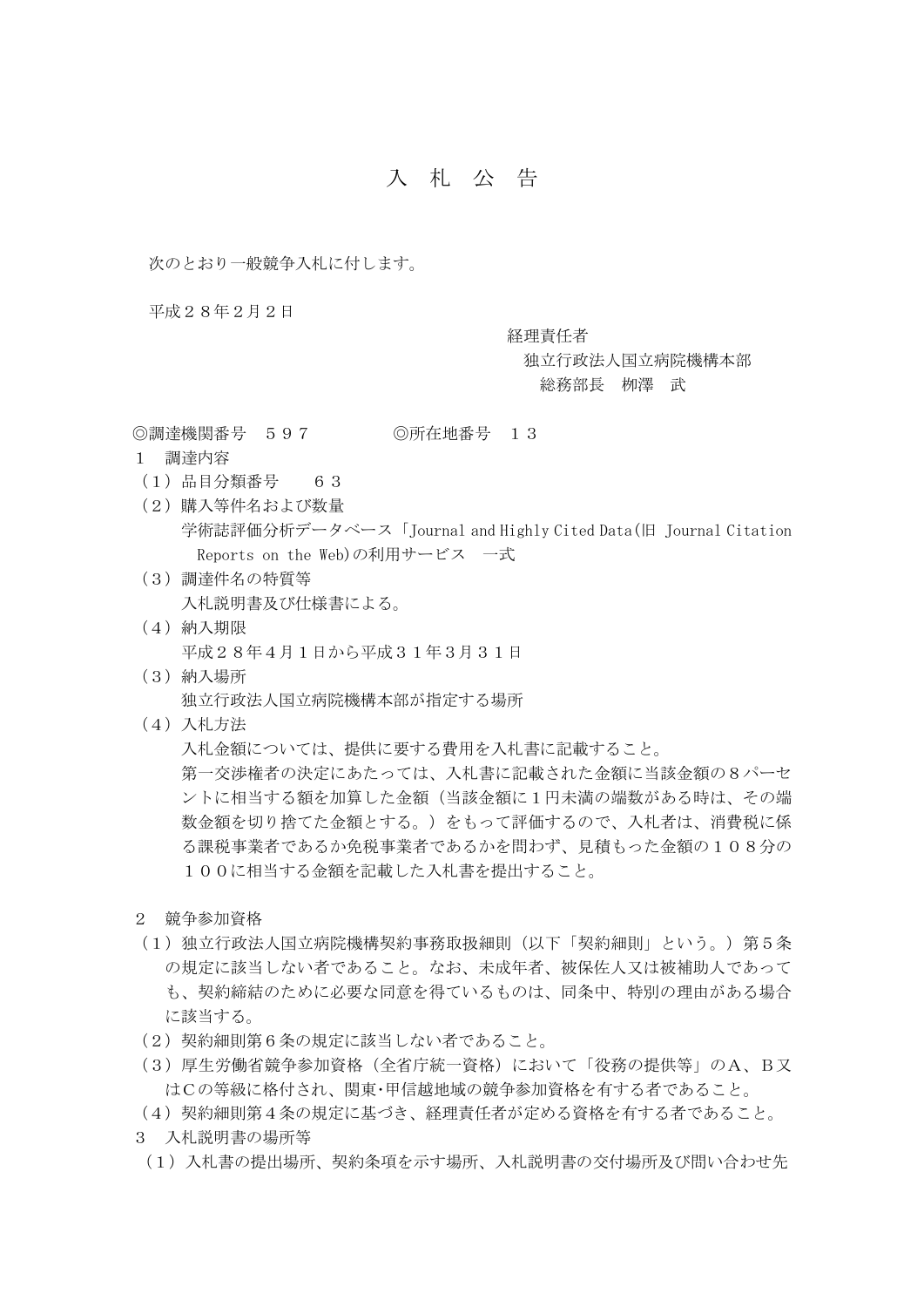# 入　札　公　告

次のとおり一般競争入札に付します。

平成２８年２月２日

経理責任者
独立行政法人国立病院機構本部
総務部長　柳澤　武

◎調達機関番号　５９７　　　　◎所在地番号　１３

１　調達内容

（１）品目分類番号　　６３

（２）購入等件名および数量

学術誌評価分析データベース「Journal and Highly Cited Data(旧 Journal Citation Reports on the Web)の利用サービス　一式

（３）調達件名の特質等

入札説明書及び仕様書による。

（４）納入期限

平成２８年４月１日から平成３１年３月３１日

（３）納入場所

独立行政法人国立病院機構本部が指定する場所

（４）入札方法

入札金額については、提供に要する費用を入札書に記載すること。

第一交渉権者の決定にあたっては、入札書に記載された金額に当該金額の８パーセントに相当する額を加算した金額（当該金額に１円未満の端数がある時は、その端数金額を切り捨てた金額とする。）をもって評価するので、入札者は、消費税に係る課税事業者であるか免税事業者であるかを問わず、見積もった金額の１０８分の１００に相当する金額を記載した入札書を提出すること。

２　競争参加資格

（１）独立行政法人国立病院機構契約事務取扱細則（以下「契約細則」という。）第５条の規定に該当しない者であること。なお、未成年者、被保佐人又は被補助人であっても、契約締結のために必要な同意を得ているものは、同条中、特別の理由がある場合に該当する。

（２）契約細則第６条の規定に該当しない者であること。

（３）厚生労働省競争参加資格（全省庁統一資格）において「役務の提供等」のA、B又はCの等級に格付され、関東･甲信越地域の競争参加資格を有する者であること。

（４）契約細則第４条の規定に基づき、経理責任者が定める資格を有する者であること。

３　入札説明書の場所等

（１）入札書の提出場所、契約条項を示す場所、入札説明書の交付場所及び問い合わせ先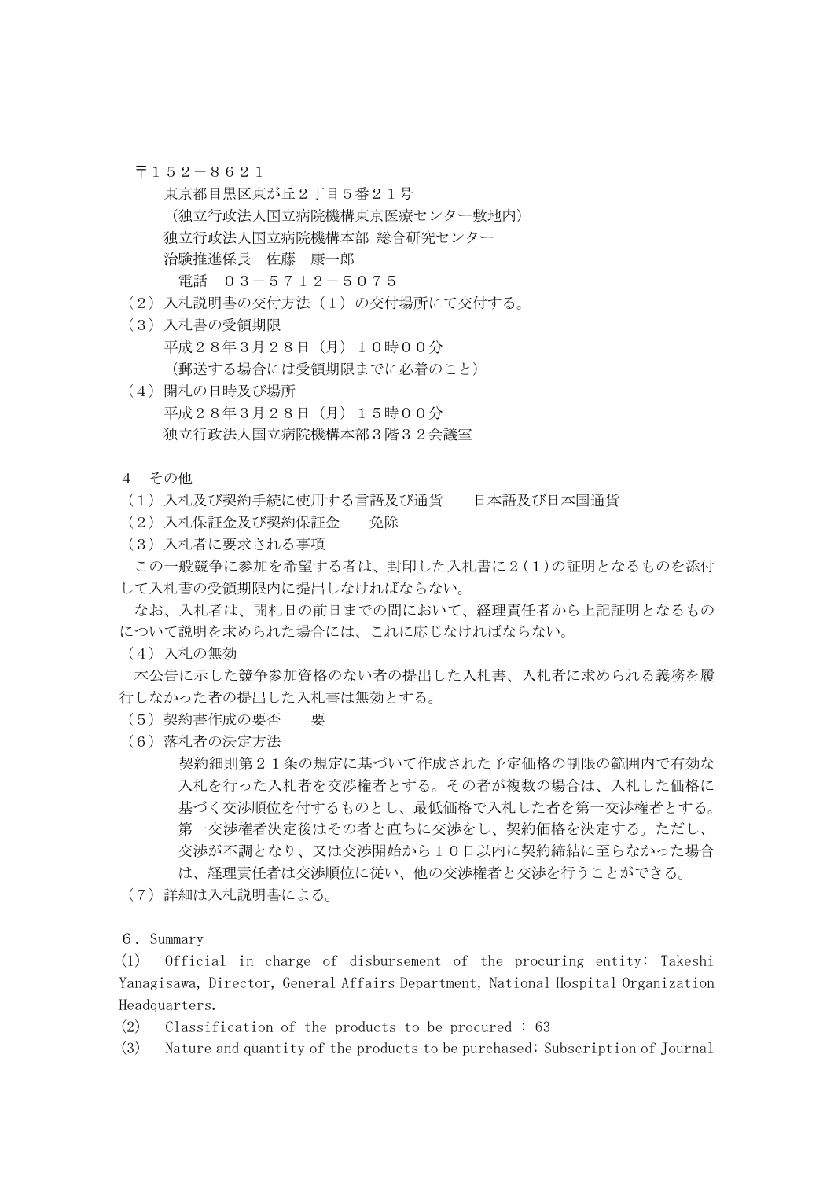〒１５２－８６２１
東京都目黒区東が丘２丁目５番２１号
（独立行政法人国立病院機構東京医療センター敷地内）
独立行政法人国立病院機構本部 総合研究センター
治験推進係長　佐藤　康一郎
電話　０３－５７１２－５０７５

（２）入札説明書の交付方法（１）の交付場所にて交付する。

（３）入札書の受領期限
平成２８年３月２８日（月）１０時００分
（郵送する場合には受領期限までに必着のこと）

（４）開札の日時及び場所
平成２８年３月２８日（月）１５時００分
独立行政法人国立病院機構本部３階３２会議室

４　その他

（１）入札及び契約手続に使用する言語及び通貨　　日本語及び日本国通貨

（２）入札保証金及び契約保証金　　免除

（３）入札者に要求される事項

この一般競争に参加を希望する者は、封印した入札書に２(１)の証明となるものを添付して入札書の受領期限内に提出しなければならない。

なお、入札者は、開札日の前日までの間において、経理責任者から上記証明となるものについて説明を求められた場合には、これに応じなければならない。

（４）入札の無効

本公告に示した競争参加資格のない者の提出した入札書、入札者に求められる義務を履行しなかった者の提出した入札書は無効とする。

（５）契約書作成の要否　　要

（６）落札者の決定方法

契約細則第２１条の規定に基づいて作成された予定価格の制限の範囲内で有効な入札を行った入札者を交渉権者とする。その者が複数の場合は、入札した価格に基づく交渉順位を付するものとし、最低価格で入札した者を第一交渉権者とする。第一交渉権者決定後はその者と直ちに交渉をし、契約価格を決定する。ただし、交渉が不調となり、又は交渉開始から１０日以内に契約締結に至らなかった場合は、経理責任者は交渉順位に従い、他の交渉権者と交渉を行うことができる。

（７）詳細は入札説明書による。

６．Summary

(1) Official in charge of disbursement of the procuring entity: Takeshi Yanagisawa, Director, General Affairs Department, National Hospital Organization Headquarters.

(2) Classification of the products to be procured : 63

(3) Nature and quantity of the products to be purchased: Subscription of Journal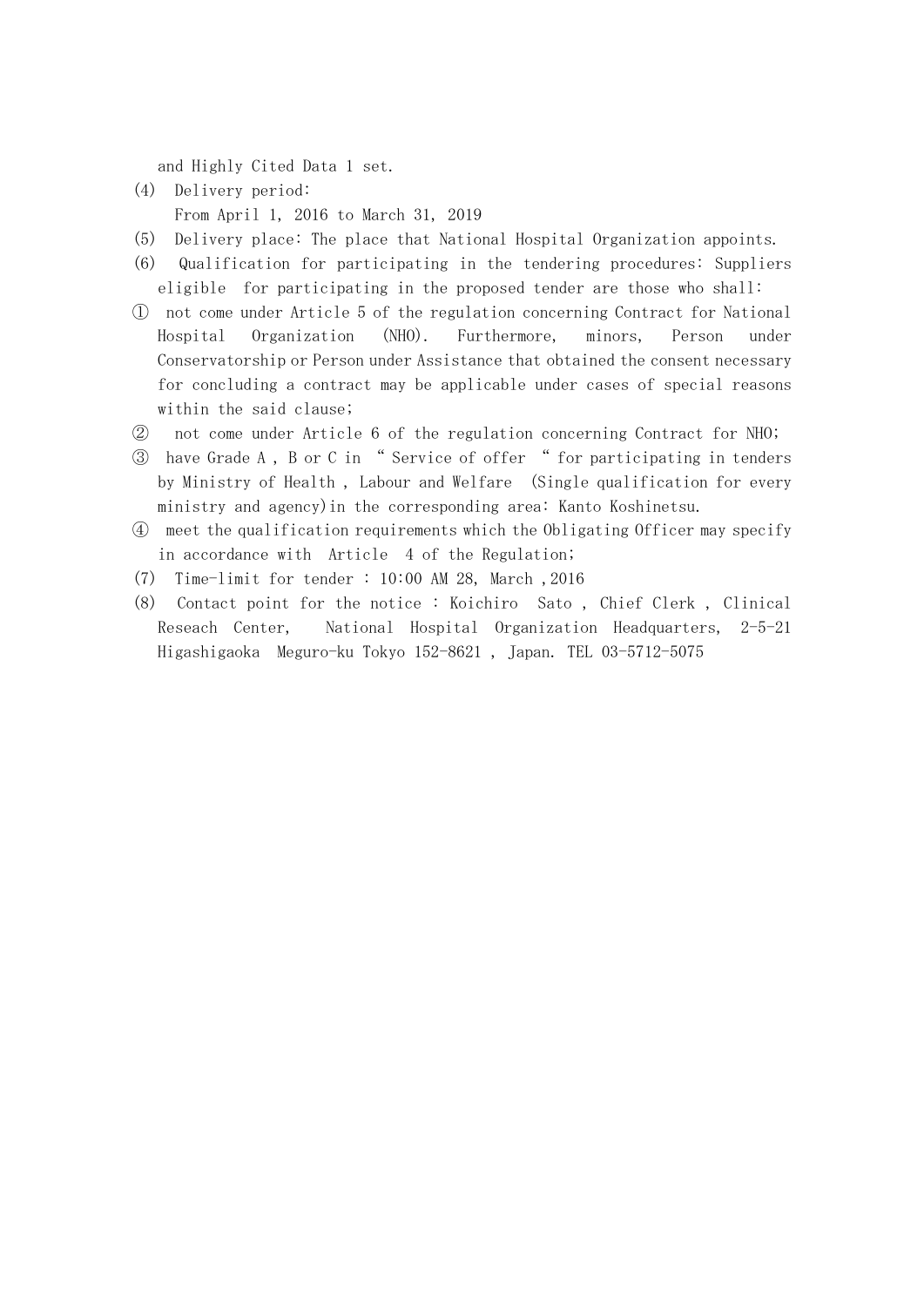and Highly Cited Data 1 set.

(4) Delivery period:
From April 1, 2016 to March 31, 2019

(5) Delivery place: The place that National Hospital Organization appoints.

(6) Qualification for participating in the tendering procedures: Suppliers eligible for participating in the proposed tender are those who shall:

① not come under Article 5 of the regulation concerning Contract for National Hospital Organization (NHO). Furthermore, minors, Person under Conservatorship or Person under Assistance that obtained the consent necessary for concluding a contract may be applicable under cases of special reasons within the said clause;

② not come under Article 6 of the regulation concerning Contract for NHO;

③ have Grade A , B or C in “ Service of offer “ for participating in tenders by Ministry of Health , Labour and Welfare (Single qualification for every ministry and agency)in the corresponding area: Kanto Koshinetsu.

④ meet the qualification requirements which the Obligating Officer may specify in accordance with Article 4 of the Regulation;

(7) Time-limit for tender : 10:00 AM 28, March ,2016

(8) Contact point for the notice : Koichiro Sato , Chief Clerk , Clinical Reseach Center, National Hospital Organization Headquarters, 2-5-21 Higashigaoka Meguro-ku Tokyo 152-8621 , Japan. TEL 03-5712-5075